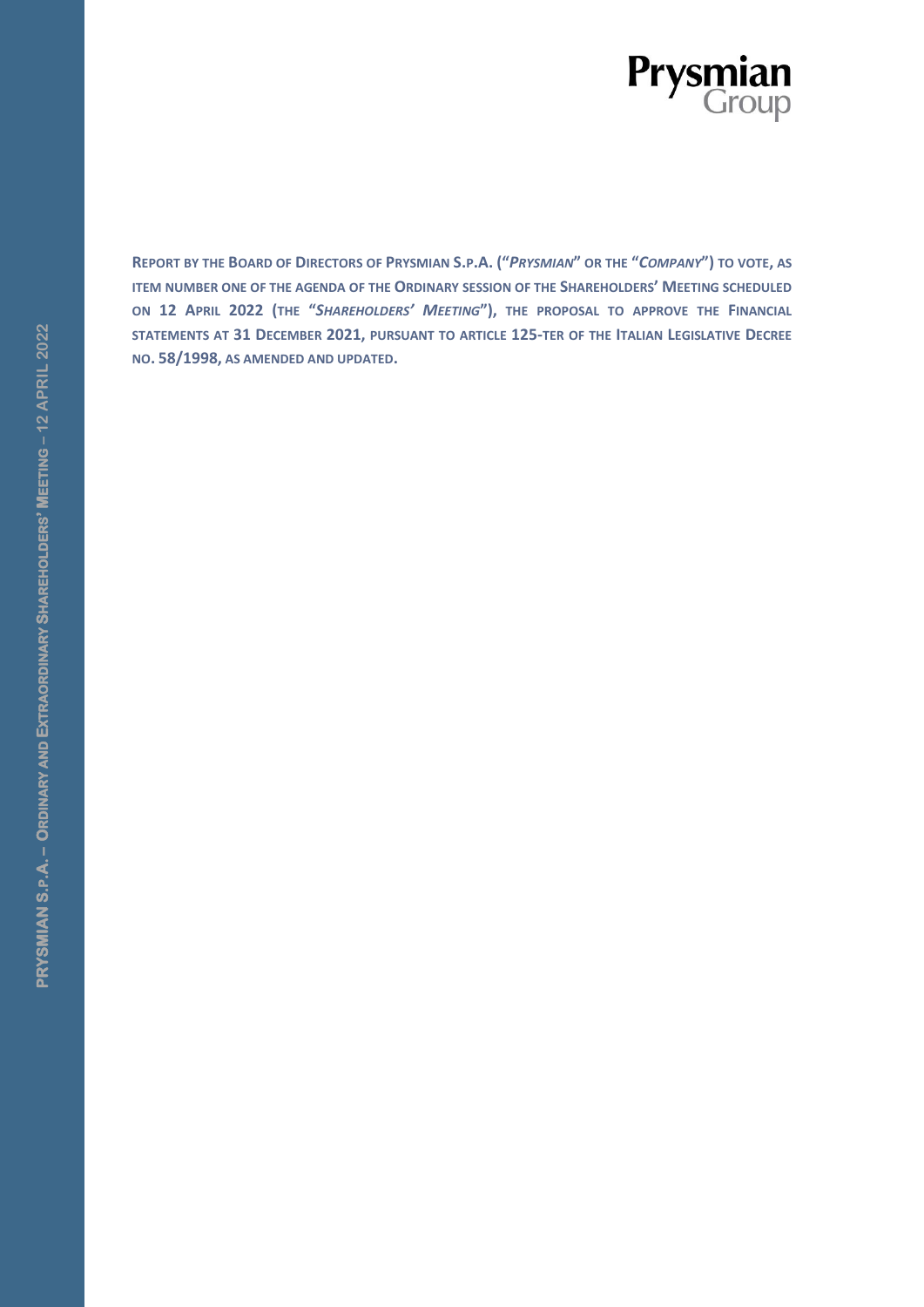**REPORT BY THE BOARD OF DIRECTORS OF PRYSMIAN S.P.A. ("*PRYSMIAN*" OR THE "*COMPANY*") TO VOTE, AS ITEM NUMBER ONE OF THE AGENDA OF THE ORDINARY SESSION OF THE SHAREHOLDERS' MEETING SCHEDULED ON 12 APRIL 2022 (THE "*SHAREHOLDERS' MEETING*"), THE PROPOSAL TO APPROVE THE FINANCIAL STATEMENTS AT 31 DECEMBER 2021, PURSUANT TO ARTICLE 125-TER OF THE ITALIAN LEGISLATIVE DECREE NO. 58/1998, AS AMENDED AND UPDATED.**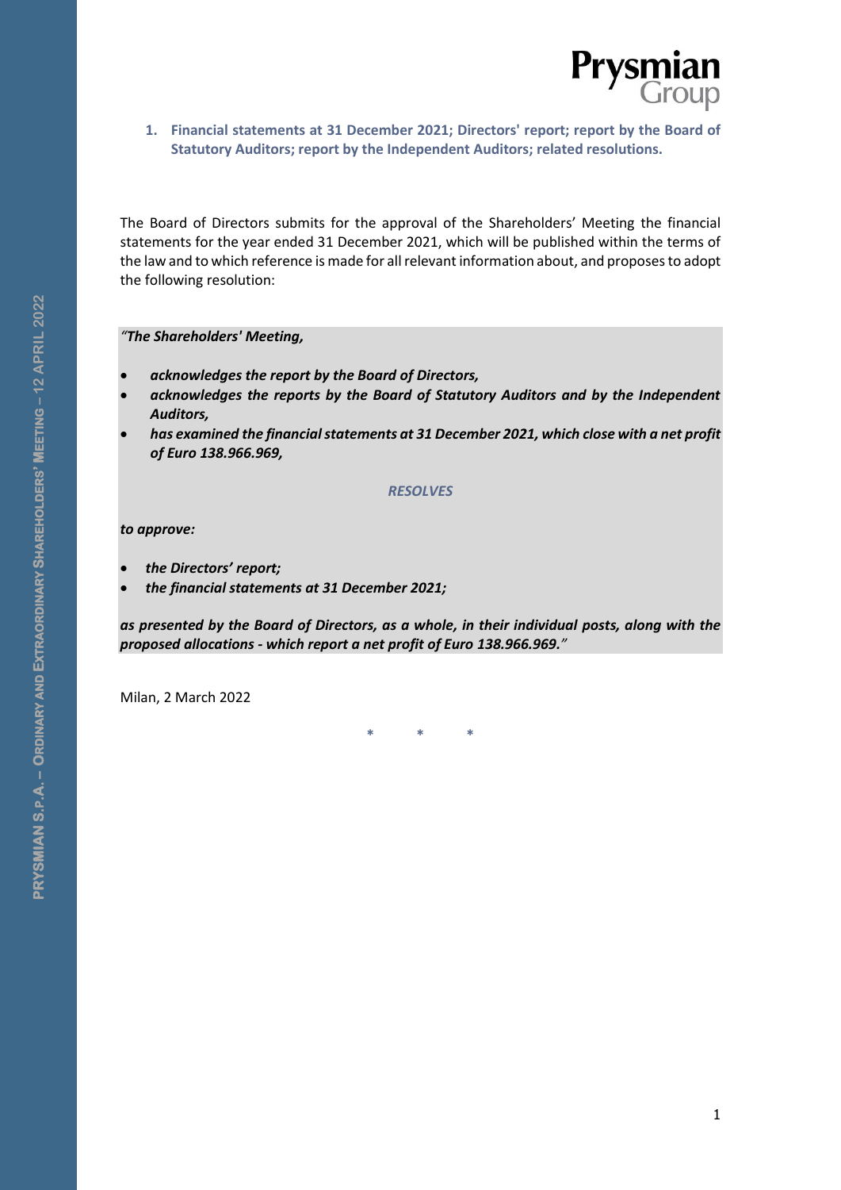## 1. Financial statements at 31 December 2021; Directors' report; report by the Board of Statutory Auditors; report by the Independent Auditors; related resolutions.

The Board of Directors submits for the approval of the Shareholders' Meeting the financial statements for the year ended 31 December 2021, which will be published within the terms of the law and to which reference is made for all relevant information about, and proposes to adopt the following resolution:

***"The Shareholders' Meeting,***

- ***acknowledges the report by the Board of Directors,***
- ***acknowledges the reports by the Board of Statutory Auditors and by the Independent Auditors,***
- ***has examined the financial statements at 31 December 2021, which close with a net profit of Euro 138.966.969,***

***RESOLVES***

***to approve:***

- ***the Directors' report;***
- ***the financial statements at 31 December 2021;***

***as presented by the Board of Directors, as a whole, in their individual posts, along with the proposed allocations - which report a net profit of Euro 138.966.969."***

Milan, 2 March 2022

\* \* \*